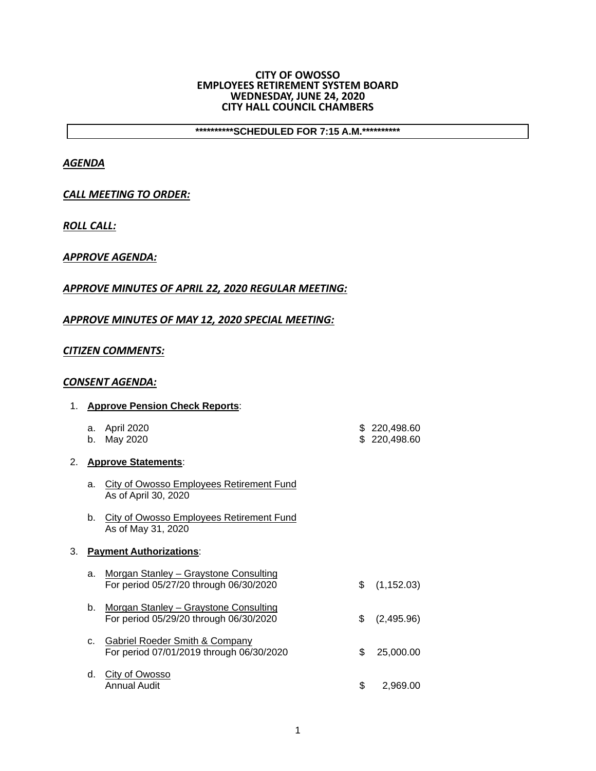**CITY OF OWOSSO**
**EMPLOYEES RETIREMENT SYSTEM BOARD**
**WEDNESDAY, JUNE 24, 2020**
**CITY HALL COUNCIL CHAMBERS**

**\*\*\*\*\*\*\*\*\*\*SCHEDULED FOR 7:15 A.M.\*\*\*\*\*\*\*\*\*\***

***AGENDA***

***CALL MEETING TO ORDER:***

***ROLL CALL:***

***APPROVE AGENDA:***

***APPROVE MINUTES OF APRIL 22, 2020 REGULAR MEETING:***

***APPROVE MINUTES OF MAY 12, 2020 SPECIAL MEETING:***

***CITIZEN COMMENTS:***

***CONSENT AGENDA:***

1. **Approve Pension Check Reports**:

   a. April 2020 — $ 220,498.60
   b. May 2020 — $ 220,498.60

2. **Approve Statements**:

   a. City of Owosso Employees Retirement Fund
      As of April 30, 2020

   b. City of Owosso Employees Retirement Fund
      As of May 31, 2020

3. **Payment Authorizations**:

   a. Morgan Stanley – Graystone Consulting
      For period 05/27/20 through 06/30/2020 — $ (1,152.03)

   b. Morgan Stanley – Graystone Consulting
      For period 05/29/20 through 06/30/2020 — $ (2,495.96)

   c. Gabriel Roeder Smith & Company
      For period 07/01/2019 through 06/30/2020 — $ 25,000.00

   d. City of Owosso
      Annual Audit — $ 2,969.00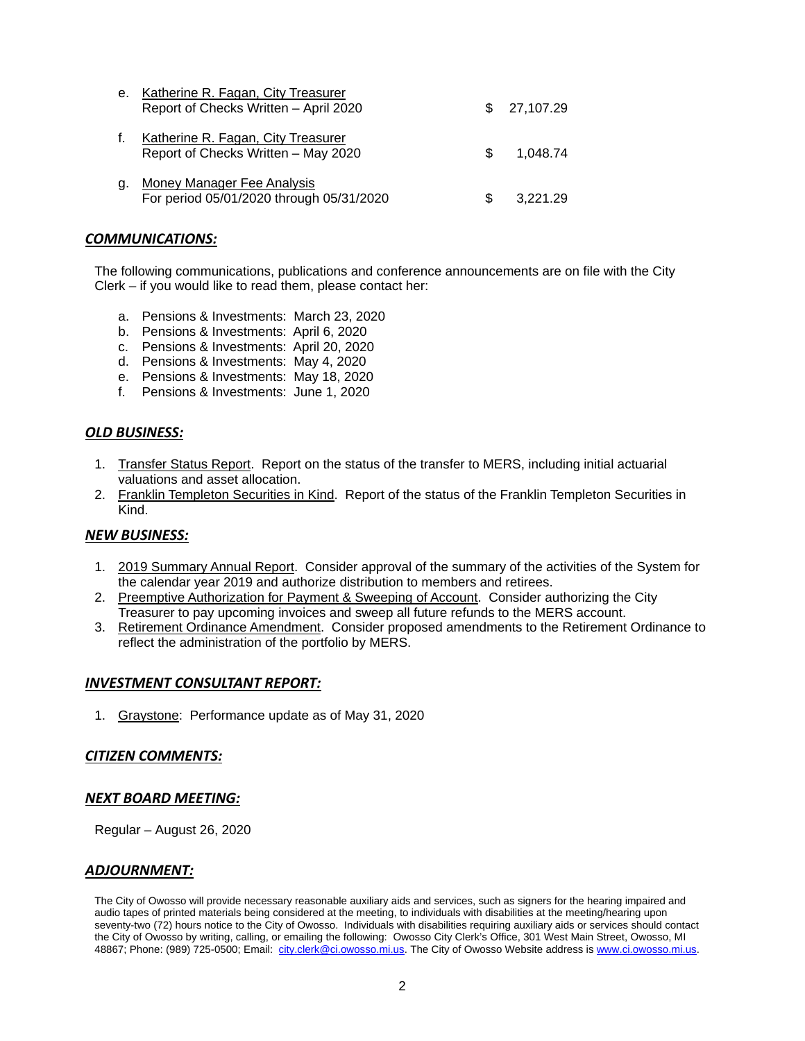e. Katherine R. Fagan, City Treasurer
Report of Checks Written – April 2020 $ 27,107.29

f. Katherine R. Fagan, City Treasurer
Report of Checks Written – May 2020 $ 1,048.74

g. Money Manager Fee Analysis
For period 05/01/2020 through 05/31/2020 $ 3,221.29

## ***COMMUNICATIONS:***

The following communications, publications and conference announcements are on file with the City Clerk – if you would like to read them, please contact her:

a. Pensions & Investments: March 23, 2020
b. Pensions & Investments: April 6, 2020
c. Pensions & Investments: April 20, 2020
d. Pensions & Investments: May 4, 2020
e. Pensions & Investments: May 18, 2020
f. Pensions & Investments: June 1, 2020

## ***OLD BUSINESS:***

1. Transfer Status Report. Report on the status of the transfer to MERS, including initial actuarial valuations and asset allocation.
2. Franklin Templeton Securities in Kind. Report of the status of the Franklin Templeton Securities in Kind.

## ***NEW BUSINESS:***

1. 2019 Summary Annual Report. Consider approval of the summary of the activities of the System for the calendar year 2019 and authorize distribution to members and retirees.
2. Preemptive Authorization for Payment & Sweeping of Account. Consider authorizing the City Treasurer to pay upcoming invoices and sweep all future refunds to the MERS account.
3. Retirement Ordinance Amendment. Consider proposed amendments to the Retirement Ordinance to reflect the administration of the portfolio by MERS.

## ***INVESTMENT CONSULTANT REPORT:***

1. Graystone: Performance update as of May 31, 2020

## ***CITIZEN COMMENTS:***

## ***NEXT BOARD MEETING:***

Regular – August 26, 2020

## ***ADJOURNMENT:***

The City of Owosso will provide necessary reasonable auxiliary aids and services, such as signers for the hearing impaired and audio tapes of printed materials being considered at the meeting, to individuals with disabilities at the meeting/hearing upon seventy-two (72) hours notice to the City of Owosso. Individuals with disabilities requiring auxiliary aids or services should contact the City of Owosso by writing, calling, or emailing the following: Owosso City Clerk's Office, 301 West Main Street, Owosso, MI 48867; Phone: (989) 725-0500; Email: city.clerk@ci.owosso.mi.us. The City of Owosso Website address is www.ci.owosso.mi.us.